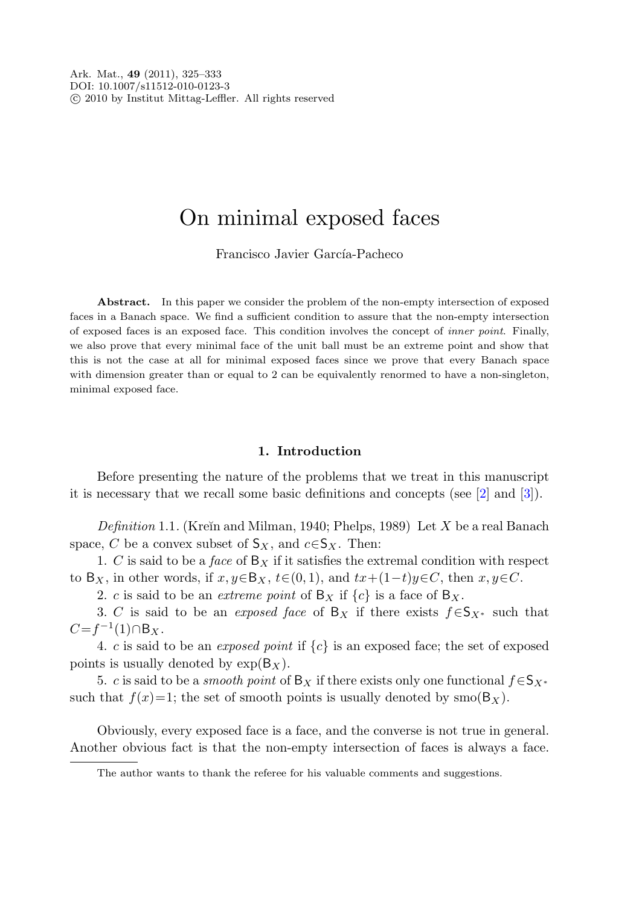# On minimal exposed faces

Francisco Javier García-Pacheco

**Abstract.** In this paper we consider the problem of the non-empty intersection of exposed faces in a Banach space. We find a sufficient condition to assure that the non-empty intersection of exposed faces is an exposed face. This condition involves the concept of *inner point*. Finally, we also prove that every minimal face of the unit ball must be an extreme point and show that this is not the case at all for minimal exposed faces since we prove that every Banach space with dimension greater than or equal to 2 can be equivalently renormed to have a non-singleton, minimal exposed face.

## 1. Introduction

Before presenting the nature of the problems that we treat in this manuscript it is necessary that we recall some basic definitions and concepts (see [2] and [3]).

*Definition* 1.1. (Kreĭn and Milman, 1940; Phelps, 1989) Let $X$ be a real Banach space, $C$ be a convex subset of $\mathsf{S}_X$, and $c\in\mathsf{S}_X$. Then:

1. $C$ is said to be a *face* of $\mathsf{B}_X$ if it satisfies the extremal condition with respect to $\mathsf{B}_X$, in other words, if $x, y\in\mathsf{B}_X$, $t\in(0,1)$, and $tx+(1-t)y\in C$, then $x, y\in C$.

2. $c$ is said to be an *extreme point* of $\mathsf{B}_X$ if $\{c\}$ is a face of $\mathsf{B}_X$.

3. $C$ is said to be an *exposed face* of $\mathsf{B}_X$ if there exists $f\in\mathsf{S}_{X^*}$ such that $C=f^{-1}(1)\cap\mathsf{B}_X$.

4. $c$ is said to be an *exposed point* if $\{c\}$ is an exposed face; the set of exposed points is usually denoted by $\exp(\mathsf{B}_X)$.

5. $c$ is said to be a *smooth point* of $\mathsf{B}_X$ if there exists only one functional $f\in\mathsf{S}_{X^*}$ such that $f(x)=1$; the set of smooth points is usually denoted by $\operatorname{smo}(\mathsf{B}_X)$.

Obviously, every exposed face is a face, and the converse is not true in general. Another obvious fact is that the non-empty intersection of faces is always a face.

The author wants to thank the referee for his valuable comments and suggestions.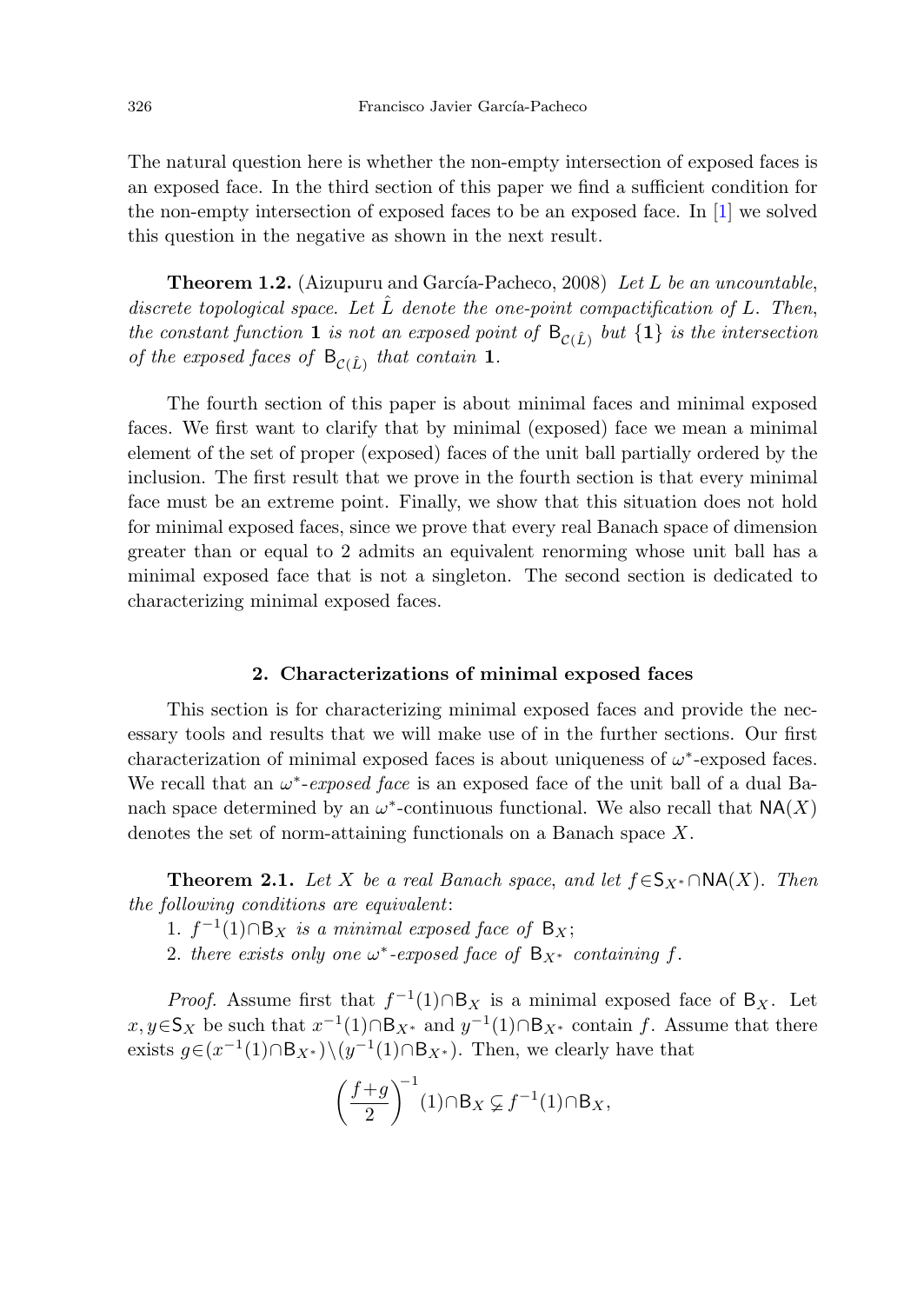The natural question here is whether the non-empty intersection of exposed faces is an exposed face. In the third section of this paper we find a sufficient condition for the non-empty intersection of exposed faces to be an exposed face. In [1] we solved this question in the negative as shown in the next result.

**Theorem 1.2.** (Aizupuru and García-Pacheco, 2008) *Let $L$ be an uncountable, discrete topological space. Let $\hat{L}$ denote the one-point compactification of $L$. Then, the constant function $\mathbf{1}$ is not an exposed point of $\mathsf{B}_{\mathcal{C}(\hat{L})}$ but $\{\mathbf{1}\}$ is the intersection of the exposed faces of $\mathsf{B}_{\mathcal{C}(\hat{L})}$ that contain $\mathbf{1}$.*

The fourth section of this paper is about minimal faces and minimal exposed faces. We first want to clarify that by minimal (exposed) face we mean a minimal element of the set of proper (exposed) faces of the unit ball partially ordered by the inclusion. The first result that we prove in the fourth section is that every minimal face must be an extreme point. Finally, we show that this situation does not hold for minimal exposed faces, since we prove that every real Banach space of dimension greater than or equal to 2 admits an equivalent renorming whose unit ball has a minimal exposed face that is not a singleton. The second section is dedicated to characterizing minimal exposed faces.

## 2. Characterizations of minimal exposed faces

This section is for characterizing minimal exposed faces and provide the necessary tools and results that we will make use of in the further sections. Our first characterization of minimal exposed faces is about uniqueness of $\omega^*$-exposed faces. We recall that an *$\omega^*$-exposed face* is an exposed face of the unit ball of a dual Banach space determined by an $\omega^*$-continuous functional. We also recall that $\mathsf{NA}(X)$ denotes the set of norm-attaining functionals on a Banach space $X$.

**Theorem 2.1.** *Let $X$ be a real Banach space, and let $f \in \mathsf{S}_{X^*} \cap \mathsf{NA}(X)$. Then the following conditions are equivalent:*

1. *$f^{-1}(1) \cap \mathsf{B}_X$ is a minimal exposed face of $\mathsf{B}_X$;*
2. *there exists only one $\omega^*$-exposed face of $\mathsf{B}_{X^*}$ containing $f$.*

*Proof.* Assume first that $f^{-1}(1) \cap \mathsf{B}_X$ is a minimal exposed face of $\mathsf{B}_X$. Let $x, y \in \mathsf{S}_X$ be such that $x^{-1}(1) \cap \mathsf{B}_{X^*}$ and $y^{-1}(1) \cap \mathsf{B}_{X^*}$ contain $f$. Assume that there exists $g \in (x^{-1}(1) \cap \mathsf{B}_{X^*}) \setminus (y^{-1}(1) \cap \mathsf{B}_{X^*})$. Then, we clearly have that

$$\left(\frac{f+g}{2}\right)^{-1}(1) \cap \mathsf{B}_X \subsetneq f^{-1}(1) \cap \mathsf{B}_X,$$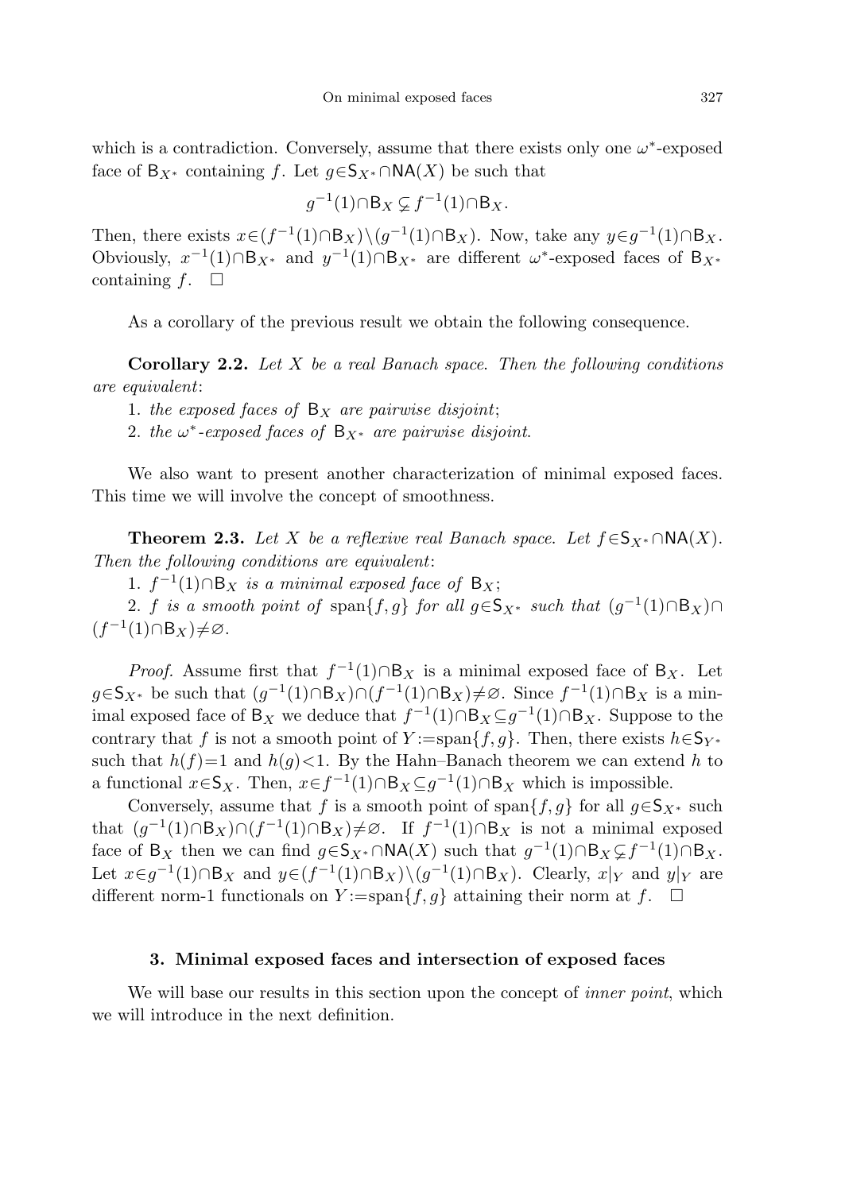which is a contradiction. Conversely, assume that there exists only one $\omega^*$-exposed face of $\mathsf{B}_{X^*}$ containing $f$. Let $g\in\mathsf{S}_{X^*}\cap\mathsf{NA}(X)$ be such that

$$g^{-1}(1)\cap\mathsf{B}_X \subsetneq f^{-1}(1)\cap\mathsf{B}_X.$$

Then, there exists $x\in(f^{-1}(1)\cap\mathsf{B}_X)\setminus(g^{-1}(1)\cap\mathsf{B}_X)$. Now, take any $y\in g^{-1}(1)\cap\mathsf{B}_X$. Obviously, $x^{-1}(1)\cap\mathsf{B}_{X^*}$ and $y^{-1}(1)\cap\mathsf{B}_{X^*}$ are different $\omega^*$-exposed faces of $\mathsf{B}_{X^*}$ containing $f$. $\square$

As a corollary of the previous result we obtain the following consequence.

**Corollary 2.2.** *Let $X$ be a real Banach space. Then the following conditions are equivalent*:

1. *the exposed faces of $\mathsf{B}_X$ are pairwise disjoint*;
2. *the $\omega^*$-exposed faces of $\mathsf{B}_{X^*}$ are pairwise disjoint.*

We also want to present another characterization of minimal exposed faces. This time we will involve the concept of smoothness.

**Theorem 2.3.** *Let $X$ be a reflexive real Banach space. Let $f\in\mathsf{S}_{X^*}\cap\mathsf{NA}(X)$. Then the following conditions are equivalent*:

1. *$f^{-1}(1)\cap\mathsf{B}_X$ is a minimal exposed face of $\mathsf{B}_X$*;
2. *$f$ is a smooth point of* $\operatorname{span}\{f,g\}$ *for all $g\in\mathsf{S}_{X^*}$ such that $(g^{-1}(1)\cap\mathsf{B}_X)\cap(f^{-1}(1)\cap\mathsf{B}_X)\neq\varnothing$.*

*Proof.* Assume first that $f^{-1}(1)\cap\mathsf{B}_X$ is a minimal exposed face of $\mathsf{B}_X$. Let $g\in\mathsf{S}_{X^*}$ be such that $(g^{-1}(1)\cap\mathsf{B}_X)\cap(f^{-1}(1)\cap\mathsf{B}_X)\neq\varnothing$. Since $f^{-1}(1)\cap\mathsf{B}_X$ is a minimal exposed face of $\mathsf{B}_X$ we deduce that $f^{-1}(1)\cap\mathsf{B}_X\subseteq g^{-1}(1)\cap\mathsf{B}_X$. Suppose to the contrary that $f$ is not a smooth point of $Y:=\operatorname{span}\{f,g\}$. Then, there exists $h\in\mathsf{S}_{Y^*}$ such that $h(f)=1$ and $h(g)<1$. By the Hahn–Banach theorem we can extend $h$ to a functional $x\in\mathsf{S}_X$. Then, $x\in f^{-1}(1)\cap\mathsf{B}_X\subseteq g^{-1}(1)\cap\mathsf{B}_X$ which is impossible.

Conversely, assume that $f$ is a smooth point of $\operatorname{span}\{f,g\}$ for all $g\in\mathsf{S}_{X^*}$ such that $(g^{-1}(1)\cap\mathsf{B}_X)\cap(f^{-1}(1)\cap\mathsf{B}_X)\neq\varnothing$. If $f^{-1}(1)\cap\mathsf{B}_X$ is not a minimal exposed face of $\mathsf{B}_X$ then we can find $g\in\mathsf{S}_{X^*}\cap\mathsf{NA}(X)$ such that $g^{-1}(1)\cap\mathsf{B}_X\subsetneq f^{-1}(1)\cap\mathsf{B}_X$. Let $x\in g^{-1}(1)\cap\mathsf{B}_X$ and $y\in(f^{-1}(1)\cap\mathsf{B}_X)\setminus(g^{-1}(1)\cap\mathsf{B}_X)$. Clearly, $x|_Y$ and $y|_Y$ are different norm-1 functionals on $Y:=\operatorname{span}\{f,g\}$ attaining their norm at $f$. $\square$

## 3. Minimal exposed faces and intersection of exposed faces

We will base our results in this section upon the concept of *inner point*, which we will introduce in the next definition.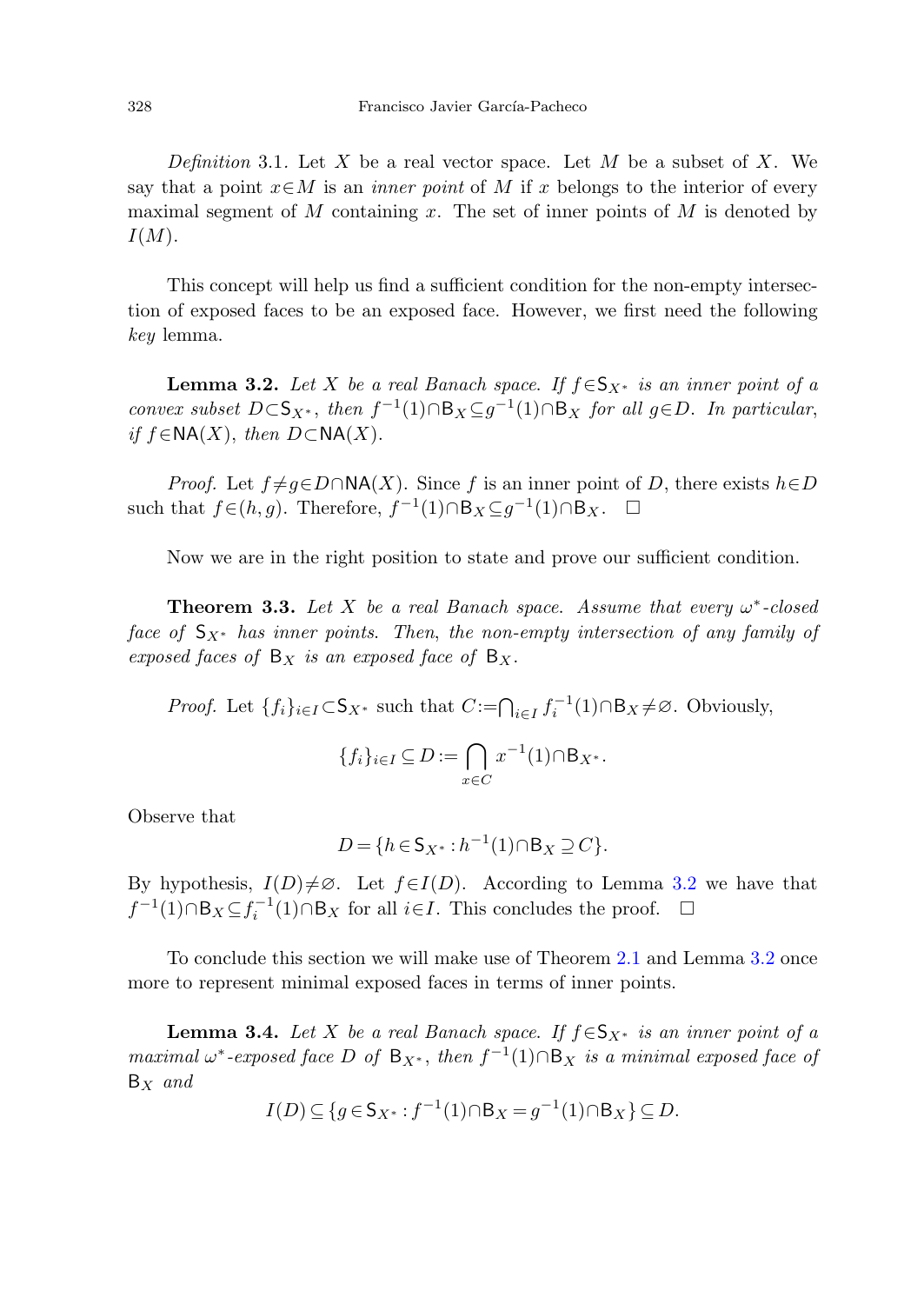*Definition* 3.1. Let $X$ be a real vector space. Let $M$ be a subset of $X$. We say that a point $x \in M$ is an *inner point* of $M$ if $x$ belongs to the interior of every maximal segment of $M$ containing $x$. The set of inner points of $M$ is denoted by $I(M)$.

This concept will help us find a sufficient condition for the non-empty intersection of exposed faces to be an exposed face. However, we first need the following *key* lemma.

**Lemma 3.2.** *Let $X$ be a real Banach space. If $f \in \mathsf{S}_{X^*}$ is an inner point of a convex subset $D \subset \mathsf{S}_{X^*}$, then $f^{-1}(1) \cap \mathsf{B}_X \subseteq g^{-1}(1) \cap \mathsf{B}_X$ for all $g \in D$. In particular, if $f \in \mathsf{NA}(X)$, then $D \subset \mathsf{NA}(X)$.*

*Proof.* Let $f \neq g \in D \cap \mathsf{NA}(X)$. Since $f$ is an inner point of $D$, there exists $h \in D$ such that $f \in (h, g)$. Therefore, $f^{-1}(1) \cap \mathsf{B}_X \subseteq g^{-1}(1) \cap \mathsf{B}_X$. $\square$

Now we are in the right position to state and prove our sufficient condition.

**Theorem 3.3.** *Let $X$ be a real Banach space. Assume that every $\omega^*$-closed face of $\mathsf{S}_{X^*}$ has inner points. Then, the non-empty intersection of any family of exposed faces of $\mathsf{B}_X$ is an exposed face of $\mathsf{B}_X$.*

*Proof.* Let $\{f_i\}_{i \in I} \subset \mathsf{S}_{X^*}$ such that $C := \bigcap_{i \in I} f_i^{-1}(1) \cap \mathsf{B}_X \neq \varnothing$. Obviously,

$$\{f_i\}_{i \in I} \subseteq D := \bigcap_{x \in C} x^{-1}(1) \cap \mathsf{B}_{X^*}.$$

Observe that

$$D = \{h \in \mathsf{S}_{X^*} : h^{-1}(1) \cap \mathsf{B}_X \supseteq C\}.$$

By hypothesis, $I(D) \neq \varnothing$. Let $f \in I(D)$. According to Lemma 3.2 we have that $f^{-1}(1) \cap \mathsf{B}_X \subseteq f_i^{-1}(1) \cap \mathsf{B}_X$ for all $i \in I$. This concludes the proof. $\square$

To conclude this section we will make use of Theorem 2.1 and Lemma 3.2 once more to represent minimal exposed faces in terms of inner points.

**Lemma 3.4.** *Let $X$ be a real Banach space. If $f \in \mathsf{S}_{X^*}$ is an inner point of a maximal $\omega^*$-exposed face $D$ of $\mathsf{B}_{X^*}$, then $f^{-1}(1) \cap \mathsf{B}_X$ is a minimal exposed face of $\mathsf{B}_X$ and*

$$I(D) \subseteq \{g \in \mathsf{S}_{X^*} : f^{-1}(1) \cap \mathsf{B}_X = g^{-1}(1) \cap \mathsf{B}_X\} \subseteq D.$$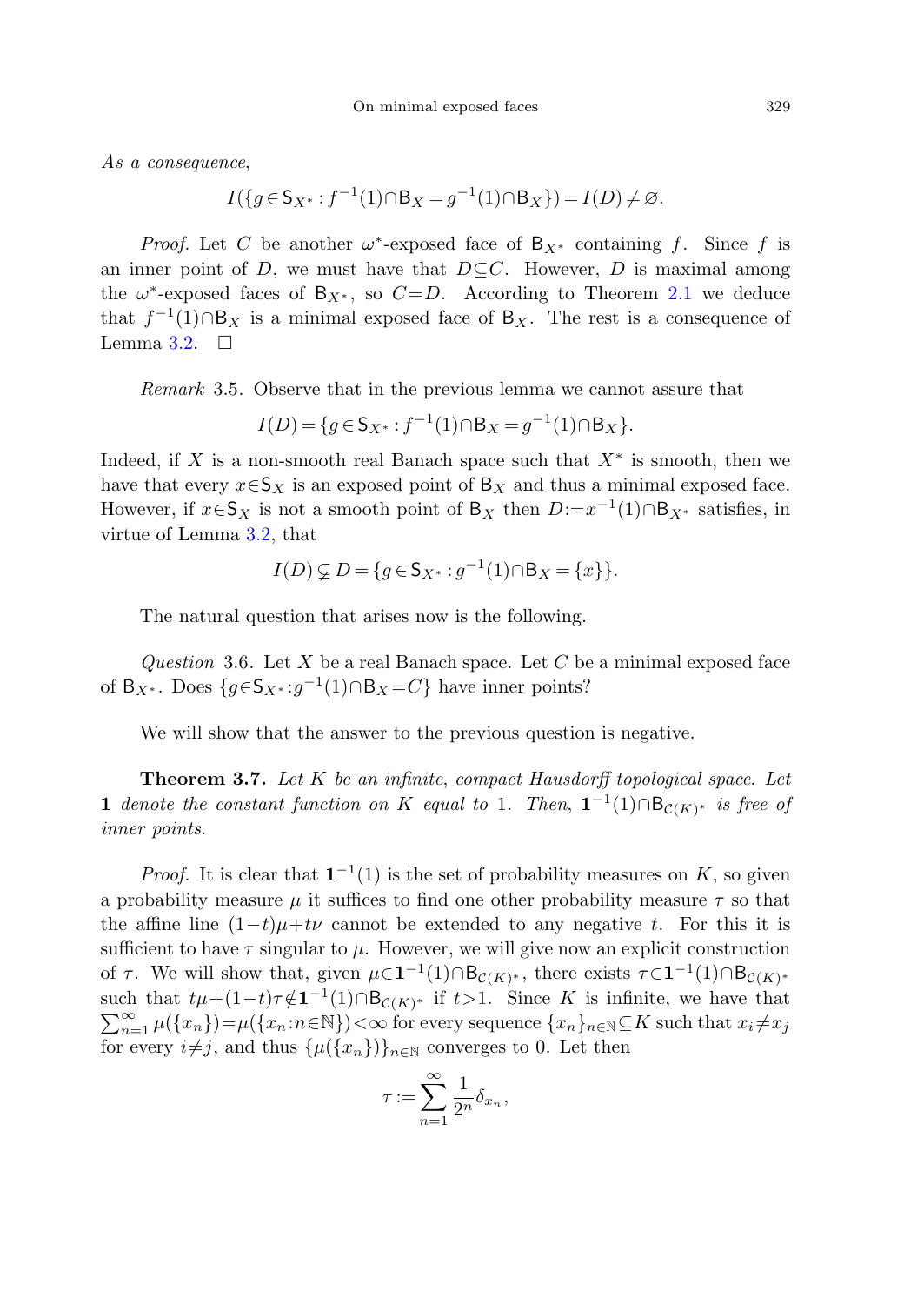*As a consequence*,

$$I(\{g \in \mathsf{S}_{X^*} : f^{-1}(1) \cap \mathsf{B}_X = g^{-1}(1) \cap \mathsf{B}_X\}) = I(D) \neq \varnothing.$$

*Proof.* Let $C$ be another $\omega^*$-exposed face of $\mathsf{B}_{X^*}$ containing $f$. Since $f$ is an inner point of $D$, we must have that $D \subseteq C$. However, $D$ is maximal among the $\omega^*$-exposed faces of $\mathsf{B}_{X^*}$, so $C = D$. According to Theorem 2.1 we deduce that $f^{-1}(1) \cap \mathsf{B}_X$ is a minimal exposed face of $\mathsf{B}_X$. The rest is a consequence of Lemma 3.2. $\square$

*Remark* 3.5. Observe that in the previous lemma we cannot assure that

$$I(D) = \{g \in \mathsf{S}_{X^*} : f^{-1}(1) \cap \mathsf{B}_X = g^{-1}(1) \cap \mathsf{B}_X\}.$$

Indeed, if $X$ is a non-smooth real Banach space such that $X^*$ is smooth, then we have that every $x \in \mathsf{S}_X$ is an exposed point of $\mathsf{B}_X$ and thus a minimal exposed face. However, if $x \in \mathsf{S}_X$ is not a smooth point of $\mathsf{B}_X$ then $D := x^{-1}(1) \cap \mathsf{B}_{X^*}$ satisfies, in virtue of Lemma 3.2, that

$$I(D) \subsetneq D = \{g \in \mathsf{S}_{X^*} : g^{-1}(1) \cap \mathsf{B}_X = \{x\}\}.$$

The natural question that arises now is the following.

*Question* 3.6. Let $X$ be a real Banach space. Let $C$ be a minimal exposed face of $\mathsf{B}_{X^*}$. Does $\{g \in \mathsf{S}_{X^*} : g^{-1}(1) \cap \mathsf{B}_X = C\}$ have inner points?

We will show that the answer to the previous question is negative.

**Theorem 3.7.** *Let $K$ be an infinite, compact Hausdorff topological space. Let* $\mathbf{1}$ *denote the constant function on $K$ equal to* 1. *Then,* $\mathbf{1}^{-1}(1) \cap \mathsf{B}_{\mathcal{C}(K)^*}$ *is free of inner points.*

*Proof.* It is clear that $\mathbf{1}^{-1}(1)$ is the set of probability measures on $K$, so given a probability measure $\mu$ it suffices to find one other probability measure $\tau$ so that the affine line $(1-t)\mu + t\nu$ cannot be extended to any negative $t$. For this it is sufficient to have $\tau$ singular to $\mu$. However, we will give now an explicit construction of $\tau$. We will show that, given $\mu \in \mathbf{1}^{-1}(1) \cap \mathsf{B}_{\mathcal{C}(K)^*}$, there exists $\tau \in \mathbf{1}^{-1}(1) \cap \mathsf{B}_{\mathcal{C}(K)^*}$ such that $t\mu + (1-t)\tau \notin \mathbf{1}^{-1}(1) \cap \mathsf{B}_{\mathcal{C}(K)^*}$ if $t > 1$. Since $K$ is infinite, we have that $\sum_{n=1}^{\infty} \mu(\{x_n\}) = \mu(\{x_n : n \in \mathbb{N}\}) < \infty$ for every sequence $\{x_n\}_{n \in \mathbb{N}} \subseteq K$ such that $x_i \neq x_j$ for every $i \neq j$, and thus $\{\mu(\{x_n\})\}_{n \in \mathbb{N}}$ converges to 0. Let then

$$\tau := \sum_{n=1}^{\infty} \frac{1}{2^n} \delta_{x_n},$$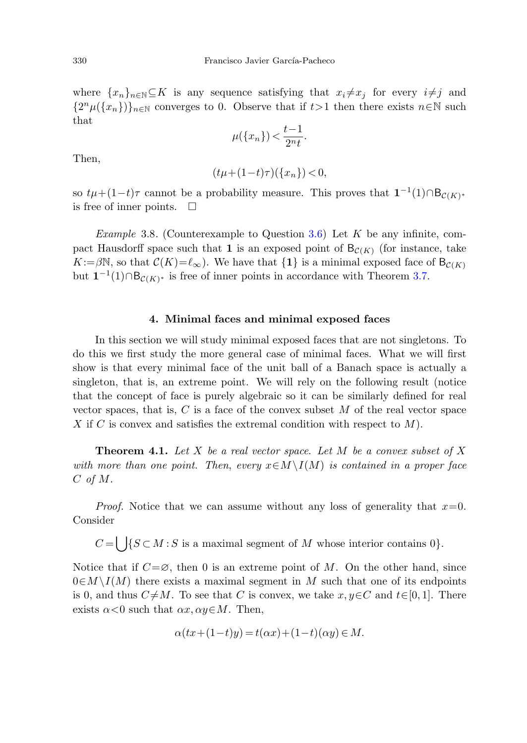where $\{x_n\}_{n\in\mathbb{N}} \subseteq K$ is any sequence satisfying that $x_i \neq x_j$ for every $i \neq j$ and $\{2^n \mu(\{x_n\})\}_{n\in\mathbb{N}}$ converges to 0. Observe that if $t > 1$ then there exists $n \in \mathbb{N}$ such that

$$\mu(\{x_n\}) < \frac{t-1}{2^n t}.$$

Then,

$$(t\mu + (1-t)\tau)(\{x_n\}) < 0,$$

so $t\mu + (1-t)\tau$ cannot be a probability measure. This proves that $\mathbf{1}^{-1}(1) \cap \mathsf{B}_{\mathcal{C}(K)^*}$ is free of inner points. $\square$

*Example* 3.8. (Counterexample to Question 3.6) Let $K$ be any infinite, compact Hausdorff space such that $\mathbf{1}$ is an exposed point of $\mathsf{B}_{\mathcal{C}(K)}$ (for instance, take $K := \beta\mathbb{N}$, so that $\mathcal{C}(K) = \ell_\infty$). We have that $\{\mathbf{1}\}$ is a minimal exposed face of $\mathsf{B}_{\mathcal{C}(K)}$ but $\mathbf{1}^{-1}(1) \cap \mathsf{B}_{\mathcal{C}(K)^*}$ is free of inner points in accordance with Theorem 3.7.

## 4. Minimal faces and minimal exposed faces

In this section we will study minimal exposed faces that are not singletons. To do this we first study the more general case of minimal faces. What we will first show is that every minimal face of the unit ball of a Banach space is actually a singleton, that is, an extreme point. We will rely on the following result (notice that the concept of face is purely algebraic so it can be similarly defined for real vector spaces, that is, $C$ is a face of the convex subset $M$ of the real vector space $X$ if $C$ is convex and satisfies the extremal condition with respect to $M$).

**Theorem 4.1.** *Let $X$ be a real vector space. Let $M$ be a convex subset of $X$ with more than one point. Then, every $x \in M \setminus I(M)$ is contained in a proper face $C$ of $M$.*

*Proof.* Notice that we can assume without any loss of generality that $x = 0$. Consider

$$C = \bigcup \{S \subset M : S \text{ is a maximal segment of } M \text{ whose interior contains } 0\}.$$

Notice that if $C = \varnothing$, then 0 is an extreme point of $M$. On the other hand, since $0 \in M \setminus I(M)$ there exists a maximal segment in $M$ such that one of its endpoints is 0, and thus $C \neq M$. To see that $C$ is convex, we take $x, y \in C$ and $t \in [0,1]$. There exists $\alpha < 0$ such that $\alpha x, \alpha y \in M$. Then,

$$\alpha(tx + (1-t)y) = t(\alpha x) + (1-t)(\alpha y) \in M.$$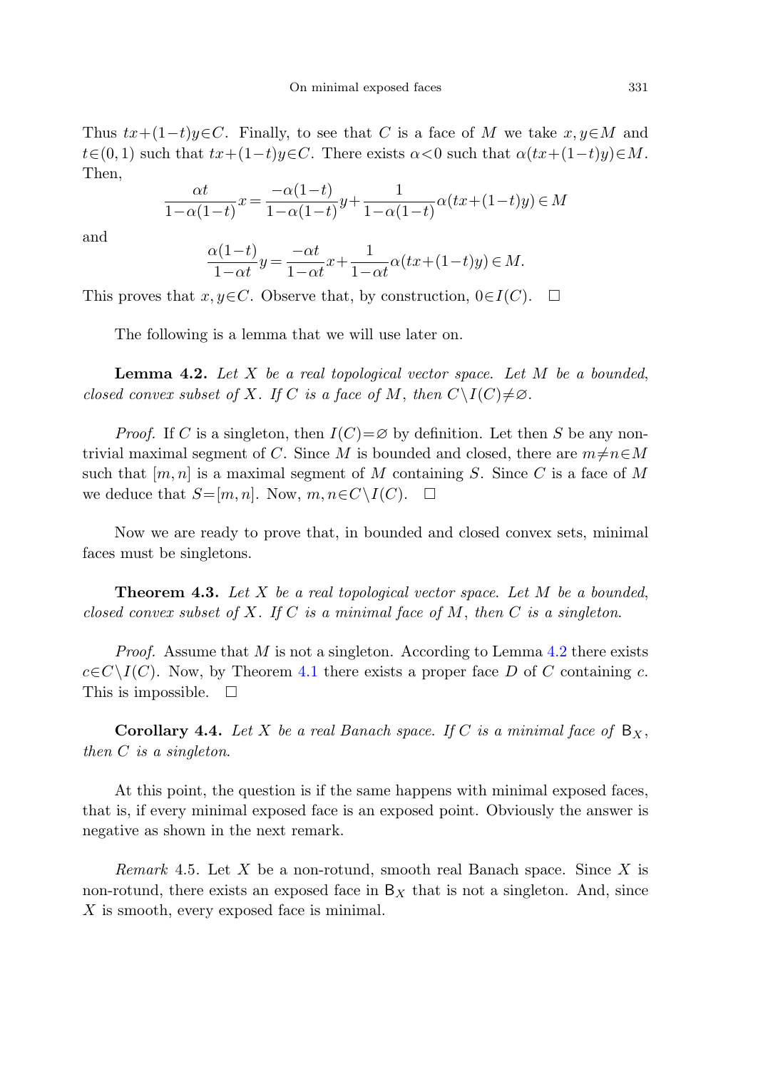Thus $tx+(1-t)y\in C$. Finally, to see that $C$ is a face of $M$ we take $x,y\in M$ and $t\in(0,1)$ such that $tx+(1-t)y\in C$. There exists $\alpha<0$ such that $\alpha(tx+(1-t)y)\in M$. Then,

$$\frac{\alpha t}{1-\alpha(1-t)}x=\frac{-\alpha(1-t)}{1-\alpha(1-t)}y+\frac{1}{1-\alpha(1-t)}\alpha(tx+(1-t)y)\in M$$

and

$$\frac{\alpha(1-t)}{1-\alpha t}y=\frac{-\alpha t}{1-\alpha t}x+\frac{1}{1-\alpha t}\alpha(tx+(1-t)y)\in M.$$

This proves that $x,y\in C$. Observe that, by construction, $0\in I(C)$. $\square$

The following is a lemma that we will use later on.

**Lemma 4.2.** *Let $X$ be a real topological vector space. Let $M$ be a bounded, closed convex subset of $X$. If $C$ is a face of $M$, then $C\setminus I(C)\neq\varnothing$.*

*Proof.* If $C$ is a singleton, then $I(C)=\varnothing$ by definition. Let then $S$ be any non-trivial maximal segment of $C$. Since $M$ is bounded and closed, there are $m\neq n\in M$ such that $[m,n]$ is a maximal segment of $M$ containing $S$. Since $C$ is a face of $M$ we deduce that $S=[m,n]$. Now, $m,n\in C\setminus I(C)$. $\square$

Now we are ready to prove that, in bounded and closed convex sets, minimal faces must be singletons.

**Theorem 4.3.** *Let $X$ be a real topological vector space. Let $M$ be a bounded, closed convex subset of $X$. If $C$ is a minimal face of $M$, then $C$ is a singleton.*

*Proof.* Assume that $M$ is not a singleton. According to Lemma 4.2 there exists $c\in C\setminus I(C)$. Now, by Theorem 4.1 there exists a proper face $D$ of $C$ containing $c$. This is impossible. $\square$

**Corollary 4.4.** *Let $X$ be a real Banach space. If $C$ is a minimal face of $\mathsf{B}_X$, then $C$ is a singleton.*

At this point, the question is if the same happens with minimal exposed faces, that is, if every minimal exposed face is an exposed point. Obviously the answer is negative as shown in the next remark.

*Remark* 4.5. Let $X$ be a non-rotund, smooth real Banach space. Since $X$ is non-rotund, there exists an exposed face in $\mathsf{B}_X$ that is not a singleton. And, since $X$ is smooth, every exposed face is minimal.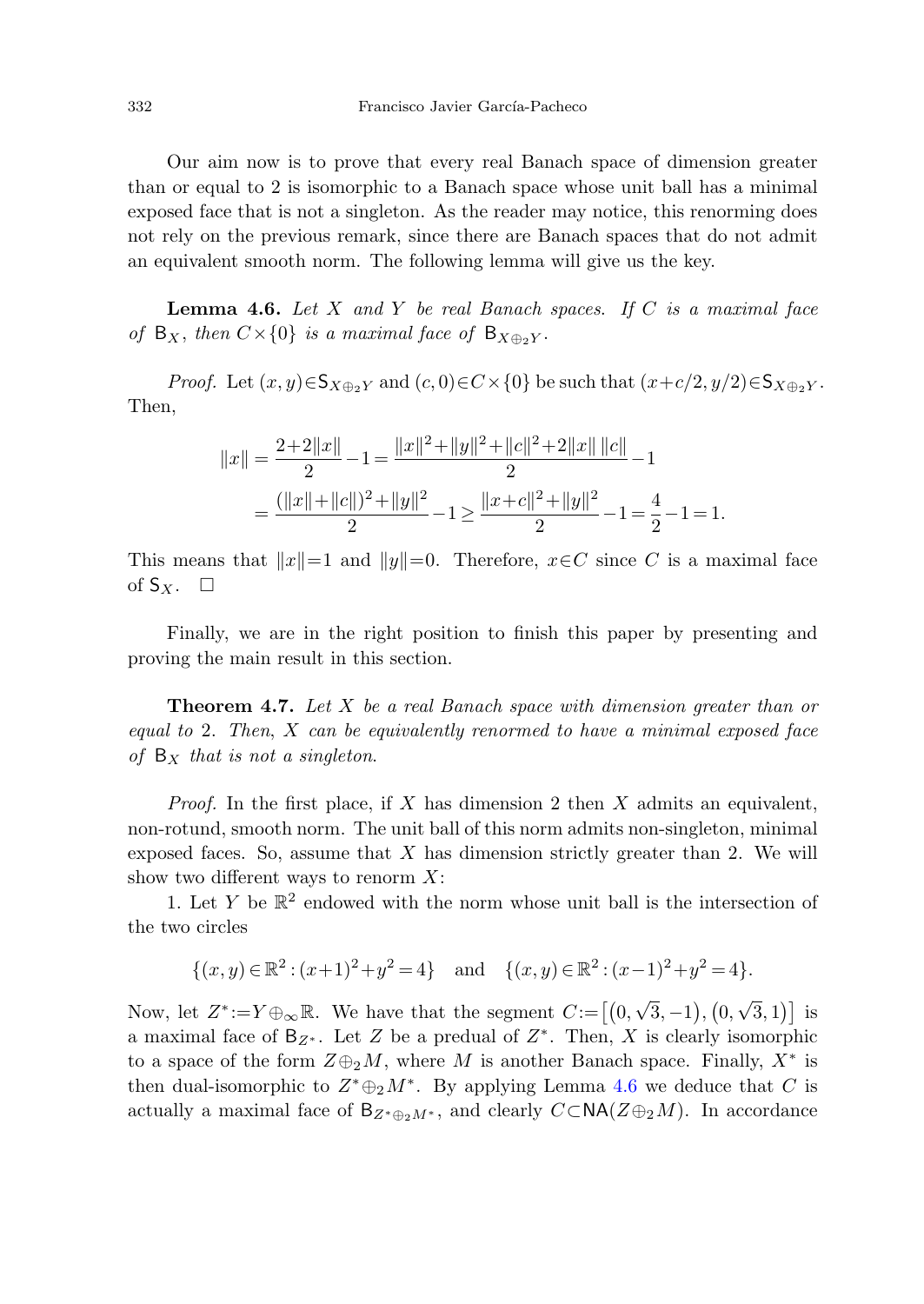Our aim now is to prove that every real Banach space of dimension greater than or equal to 2 is isomorphic to a Banach space whose unit ball has a minimal exposed face that is not a singleton. As the reader may notice, this renorming does not rely on the previous remark, since there are Banach spaces that do not admit an equivalent smooth norm. The following lemma will give us the key.

**Lemma 4.6.** *Let $X$ and $Y$ be real Banach spaces. If $C$ is a maximal face of $\mathsf{B}_X$, then $C \times \{0\}$ is a maximal face of $\mathsf{B}_{X \oplus_2 Y}$.*

*Proof.* Let $(x,y) \in \mathsf{S}_{X\oplus_2 Y}$ and $(c,0) \in C \times \{0\}$ be such that $(x+c/2, y/2) \in \mathsf{S}_{X\oplus_2 Y}$. Then,

$$\begin{aligned}\|x\| &= \frac{2+2\|x\|}{2} - 1 = \frac{\|x\|^2+\|y\|^2+\|c\|^2+2\|x\|\,\|c\|}{2} - 1\\ &= \frac{(\|x\|+\|c\|)^2+\|y\|^2}{2} - 1 \geq \frac{\|x+c\|^2+\|y\|^2}{2} - 1 = \frac{4}{2} - 1 = 1.\end{aligned}$$

This means that $\|x\|=1$ and $\|y\|=0$. Therefore, $x \in C$ since $C$ is a maximal face of $\mathsf{S}_X$. $\square$

Finally, we are in the right position to finish this paper by presenting and proving the main result in this section.

**Theorem 4.7.** *Let $X$ be a real Banach space with dimension greater than or equal to 2. Then, $X$ can be equivalently renormed to have a minimal exposed face of $\mathsf{B}_X$ that is not a singleton.*

*Proof.* In the first place, if $X$ has dimension 2 then $X$ admits an equivalent, non-rotund, smooth norm. The unit ball of this norm admits non-singleton, minimal exposed faces. So, assume that $X$ has dimension strictly greater than 2. We will show two different ways to renorm $X$:

1. Let $Y$ be $\mathbb{R}^2$ endowed with the norm whose unit ball is the intersection of the two circles

$$\{(x,y) \in \mathbb{R}^2 : (x+1)^2+y^2=4\} \quad \text{and} \quad \{(x,y) \in \mathbb{R}^2 : (x-1)^2+y^2=4\}.$$

Now, let $Z^* := Y \oplus_\infty \mathbb{R}$. We have that the segment $C := \left[\left(0,\sqrt{3},-1\right), \left(0,\sqrt{3},1\right)\right]$ is a maximal face of $\mathsf{B}_{Z^*}$. Let $Z$ be a predual of $Z^*$. Then, $X$ is clearly isomorphic to a space of the form $Z \oplus_2 M$, where $M$ is another Banach space. Finally, $X^*$ is then dual-isomorphic to $Z^* \oplus_2 M^*$. By applying Lemma 4.6 we deduce that $C$ is actually a maximal face of $\mathsf{B}_{Z^*\oplus_2 M^*}$, and clearly $C \subset \mathsf{NA}(Z \oplus_2 M)$. In accordance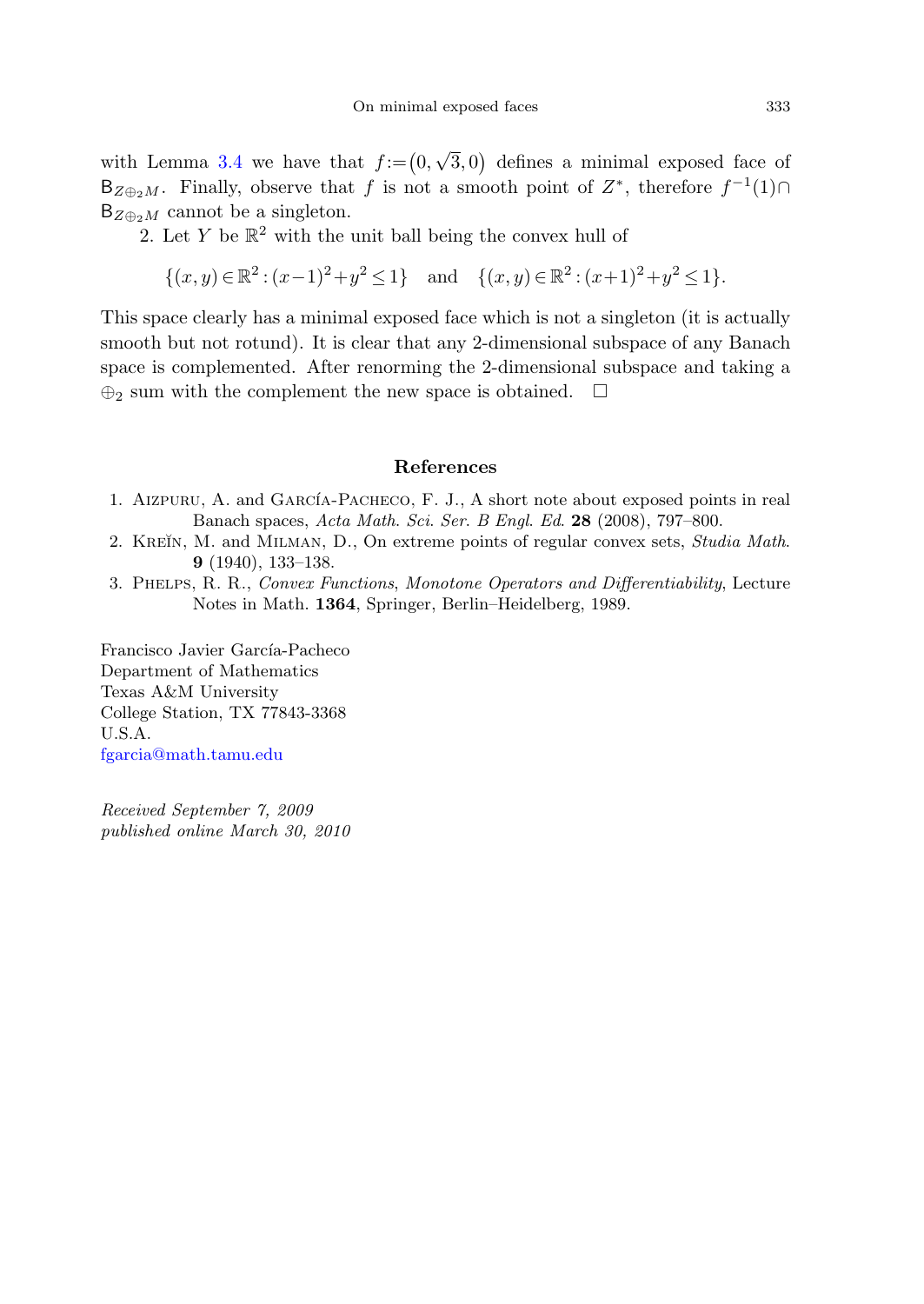with Lemma 3.4 we have that $f := (0, \sqrt{3}, 0)$ defines a minimal exposed face of $\mathsf{B}_{Z \oplus_2 M}$. Finally, observe that $f$ is not a smooth point of $Z^*$, therefore $f^{-1}(1) \cap \mathsf{B}_{Z \oplus_2 M}$ cannot be a singleton.

2. Let $Y$ be $\mathbb{R}^2$ with the unit ball being the convex hull of

$$\{(x,y) \in \mathbb{R}^2 : (x-1)^2 + y^2 \leq 1\} \quad \text{and} \quad \{(x,y) \in \mathbb{R}^2 : (x+1)^2 + y^2 \leq 1\}.$$

This space clearly has a minimal exposed face which is not a singleton (it is actually smooth but not rotund). It is clear that any 2-dimensional subspace of any Banach space is complemented. After renorming the 2-dimensional subspace and taking a $\oplus_2$ sum with the complement the new space is obtained. $\square$

## References

1. Aizpuru, A. and García-Pacheco, F. J., A short note about exposed points in real Banach spaces, *Acta Math. Sci. Ser. B Engl. Ed.* **28** (2008), 797–800.
2. Kreĭn, M. and Milman, D., On extreme points of regular convex sets, *Studia Math.* **9** (1940), 133–138.
3. Phelps, R. R., *Convex Functions, Monotone Operators and Differentiability*, Lecture Notes in Math. **1364**, Springer, Berlin–Heidelberg, 1989.

Francisco Javier García-Pacheco
Department of Mathematics
Texas A&M University
College Station, TX 77843-3368
U.S.A.
fgarcia@math.tamu.edu

*Received September 7, 2009*
*published online March 30, 2010*